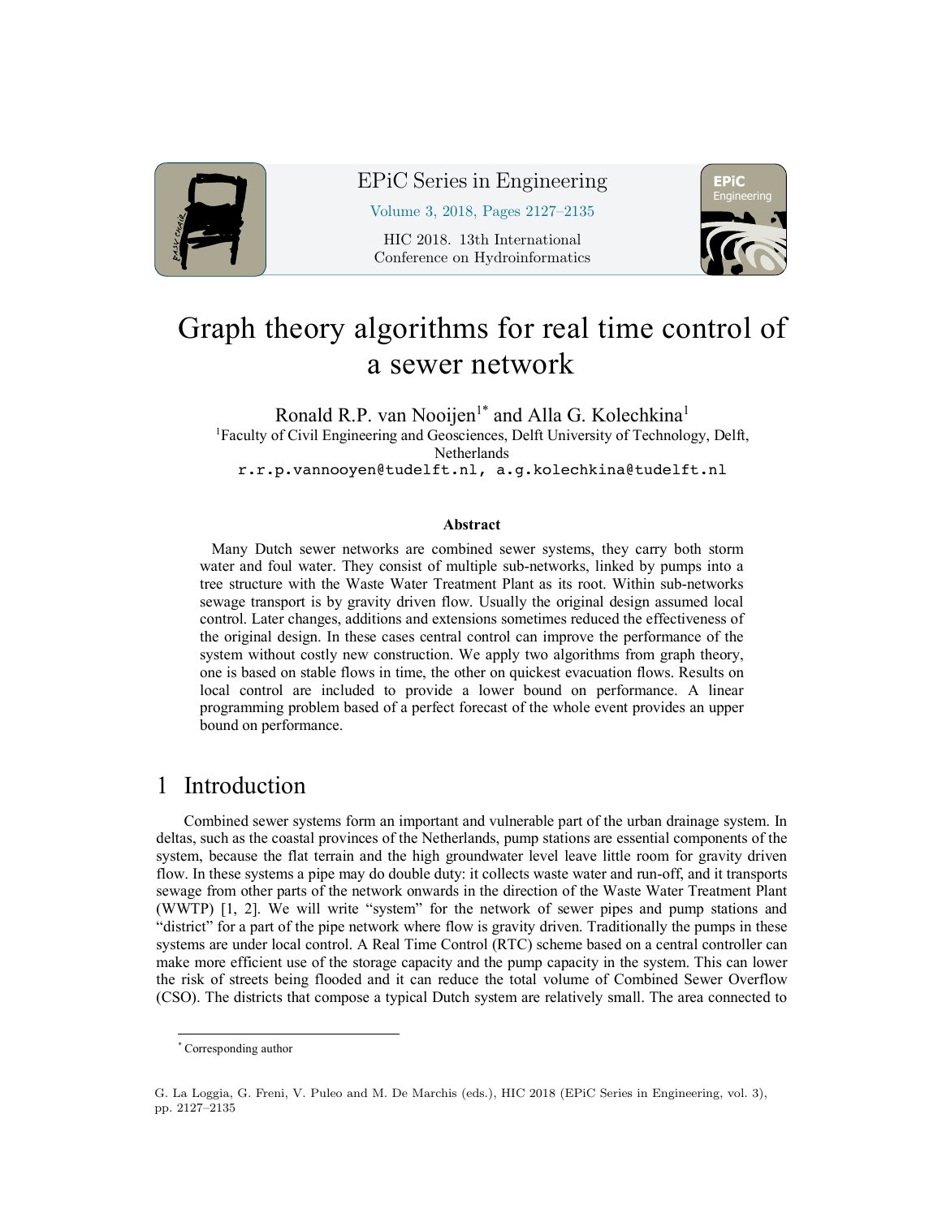# Graph theory algorithms for real time control of a sewer network

Ronald R.P. van Nooijen[1]* and Alla G. Kolechkina[1]

[1]Faculty of Civil Engineering and Geosciences, Delft University of Technology, Delft, Netherlands

r.r.p.vannooyen@tudelft.nl, a.g.kolechkina@tudelft.nl

### Abstract

Many Dutch sewer networks are combined sewer systems, they carry both storm water and foul water. They consist of multiple sub-networks, linked by pumps into a tree structure with the Waste Water Treatment Plant as its root. Within sub-networks sewage transport is by gravity driven flow. Usually the original design assumed local control. Later changes, additions and extensions sometimes reduced the effectiveness of the original design. In these cases central control can improve the performance of the system without costly new construction. We apply two algorithms from graph theory, one is based on stable flows in time, the other on quickest evacuation flows. Results on local control are included to provide a lower bound on performance. A linear programming problem based of a perfect forecast of the whole event provides an upper bound on performance.

## 1 Introduction

Combined sewer systems form an important and vulnerable part of the urban drainage system. In deltas, such as the coastal provinces of the Netherlands, pump stations are essential components of the system, because the flat terrain and the high groundwater level leave little room for gravity driven flow. In these systems a pipe may do double duty: it collects waste water and run-off, and it transports sewage from other parts of the network onwards in the direction of the Waste Water Treatment Plant (WWTP) [1, 2]. We will write "system" for the network of sewer pipes and pump stations and "district" for a part of the pipe network where flow is gravity driven. Traditionally the pumps in these systems are under local control. A Real Time Control (RTC) scheme based on a central controller can make more efficient use of the storage capacity and the pump capacity in the system. This can lower the risk of streets being flooded and it can reduce the total volume of Combined Sewer Overflow (CSO). The districts that compose a typical Dutch system are relatively small. The area connected to

* Corresponding author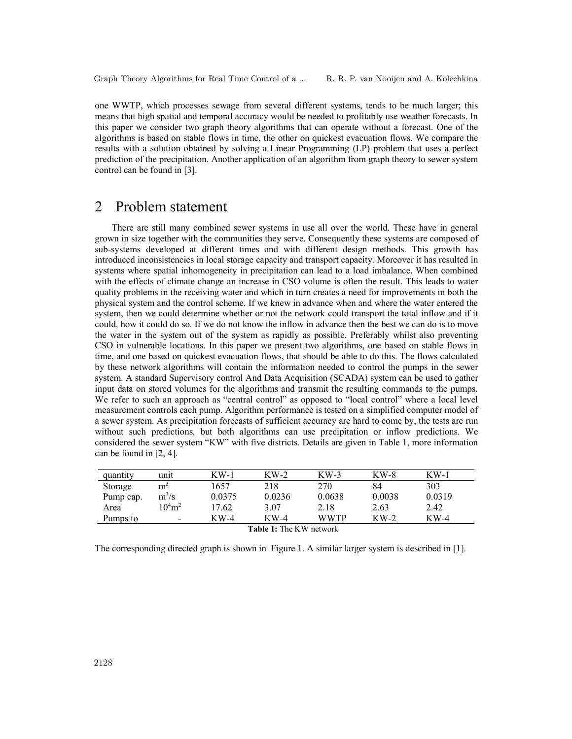one WWTP, which processes sewage from several different systems, tends to be much larger; this means that high spatial and temporal accuracy would be needed to profitably use weather forecasts. In this paper we consider two graph theory algorithms that can operate without a forecast. One of the algorithms is based on stable flows in time, the other on quickest evacuation flows. We compare the results with a solution obtained by solving a Linear Programming (LP) problem that uses a perfect prediction of the precipitation. Another application of an algorithm from graph theory to sewer system control can be found in [3].

## 2 Problem statement

There are still many combined sewer systems in use all over the world. These have in general grown in size together with the communities they serve. Consequently these systems are composed of sub-systems developed at different times and with different design methods. This growth has introduced inconsistencies in local storage capacity and transport capacity. Moreover it has resulted in systems where spatial inhomogeneity in precipitation can lead to a load imbalance. When combined with the effects of climate change an increase in CSO volume is often the result. This leads to water quality problems in the receiving water and which in turn creates a need for improvements in both the physical system and the control scheme. If we knew in advance when and where the water entered the system, then we could determine whether or not the network could transport the total inflow and if it could, how it could do so. If we do not know the inflow in advance then the best we can do is to move the water in the system out of the system as rapidly as possible. Preferably whilst also preventing CSO in vulnerable locations. In this paper we present two algorithms, one based on stable flows in time, and one based on quickest evacuation flows, that should be able to do this. The flows calculated by these network algorithms will contain the information needed to control the pumps in the sewer system. A standard Supervisory control And Data Acquisition (SCADA) system can be used to gather input data on stored volumes for the algorithms and transmit the resulting commands to the pumps. We refer to such an approach as "central control" as opposed to "local control" where a local level measurement controls each pump. Algorithm performance is tested on a simplified computer model of a sewer system. As precipitation forecasts of sufficient accuracy are hard to come by, the tests are run without such predictions, but both algorithms can use precipitation or inflow predictions. We considered the sewer system "KW" with five districts. Details are given in Table 1, more information can be found in [2, 4].

| quantity | unit | KW-1 | KW-2 | KW-3 | KW-8 | KW-1 |
|---|---|---|---|---|---|---|
| Storage | $m^3$ | 1657 | 218 | 270 | 84 | 303 |
| Pump cap. | $m^3/s$ | 0.0375 | 0.0236 | 0.0638 | 0.0038 | 0.0319 |
| Area | $10^4 m^2$ | 17.62 | 3.07 | 2.18 | 2.63 | 2.42 |
| Pumps to | - | KW-4 | KW-4 | WWTP | KW-2 | KW-4 |

**Table 1:** The KW network

The corresponding directed graph is shown in Figure 1. A similar larger system is described in [1].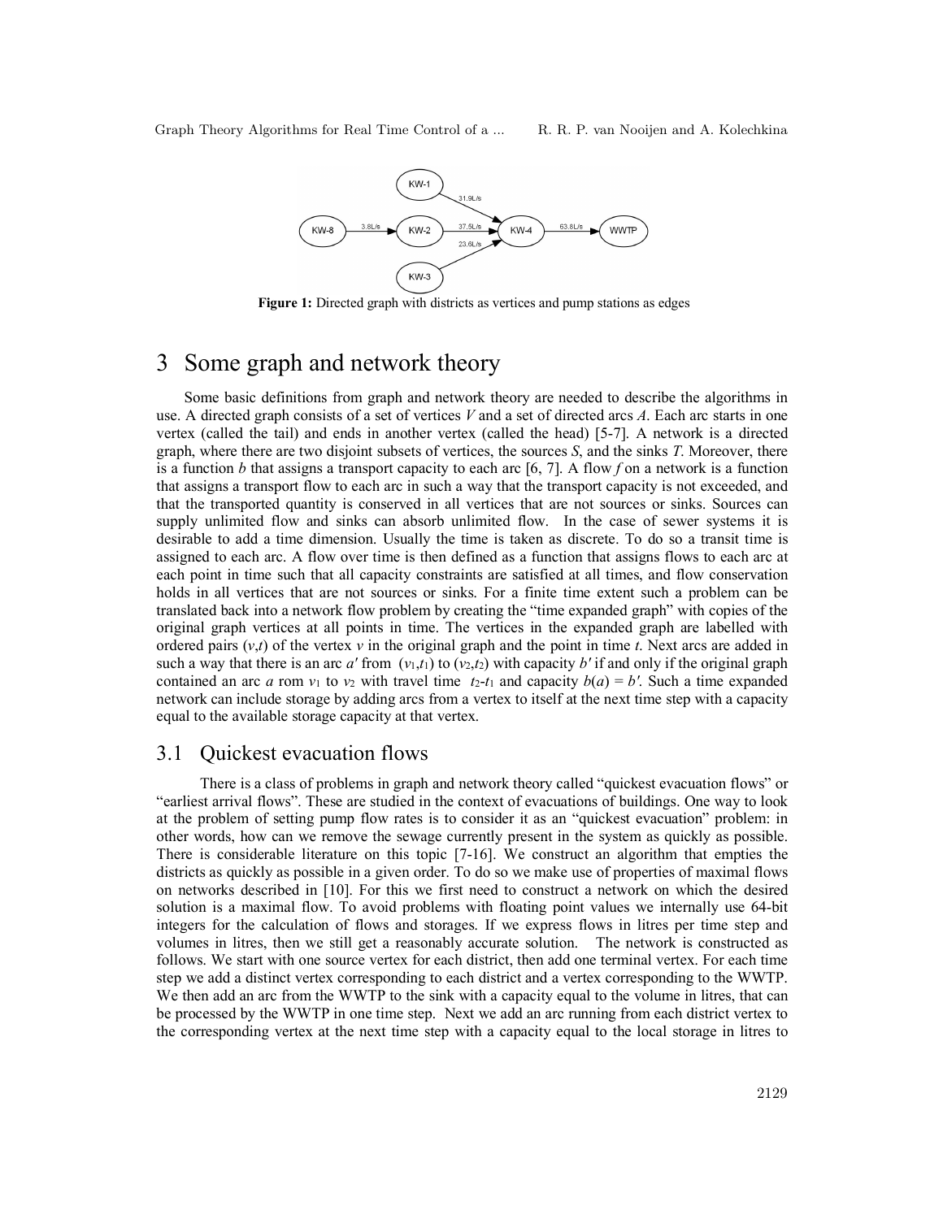**Figure 1:** Directed graph with districts as vertices and pump stations as edges

# 3 Some graph and network theory

Some basic definitions from graph and network theory are needed to describe the algorithms in use. A directed graph consists of a set of vertices $V$ and a set of directed arcs $A$. Each arc starts in one vertex (called the tail) and ends in another vertex (called the head) [5-7]. A network is a directed graph, where there are two disjoint subsets of vertices, the sources $S$, and the sinks $T$. Moreover, there is a function $b$ that assigns a transport capacity to each arc [6, 7]. A flow $f$ on a network is a function that assigns a transport flow to each arc in such a way that the transport capacity is not exceeded, and that the transported quantity is conserved in all vertices that are not sources or sinks. Sources can supply unlimited flow and sinks can absorb unlimited flow. In the case of sewer systems it is desirable to add a time dimension. Usually the time is taken as discrete. To do so a transit time is assigned to each arc. A flow over time is then defined as a function that assigns flows to each arc at each point in time such that all capacity constraints are satisfied at all times, and flow conservation holds in all vertices that are not sources or sinks. For a finite time extent such a problem can be translated back into a network flow problem by creating the "time expanded graph" with copies of the original graph vertices at all points in time. The vertices in the expanded graph are labelled with ordered pairs $(v,t)$ of the vertex $v$ in the original graph and the point in time $t$. Next arcs are added in such a way that there is an arc $a'$ from $(v_1,t_1)$ to $(v_2,t_2)$ with capacity $b'$ if and only if the original graph contained an arc $a$ rom $v_1$ to $v_2$ with travel time $t_2$-$t_1$ and capacity $b(a) = b'$. Such a time expanded network can include storage by adding arcs from a vertex to itself at the next time step with a capacity equal to the available storage capacity at that vertex.

## 3.1 Quickest evacuation flows

There is a class of problems in graph and network theory called "quickest evacuation flows" or "earliest arrival flows". These are studied in the context of evacuations of buildings. One way to look at the problem of setting pump flow rates is to consider it as an "quickest evacuation" problem: in other words, how can we remove the sewage currently present in the system as quickly as possible. There is considerable literature on this topic [7-16]. We construct an algorithm that empties the districts as quickly as possible in a given order. To do so we make use of properties of maximal flows on networks described in [10]. For this we first need to construct a network on which the desired solution is a maximal flow. To avoid problems with floating point values we internally use 64-bit integers for the calculation of flows and storages. If we express flows in litres per time step and volumes in litres, then we still get a reasonably accurate solution. The network is constructed as follows. We start with one source vertex for each district, then add one terminal vertex. For each time step we add a distinct vertex corresponding to each district and a vertex corresponding to the WWTP. We then add an arc from the WWTP to the sink with a capacity equal to the volume in litres, that can be processed by the WWTP in one time step. Next we add an arc running from each district vertex to the corresponding vertex at the next time step with a capacity equal to the local storage in litres to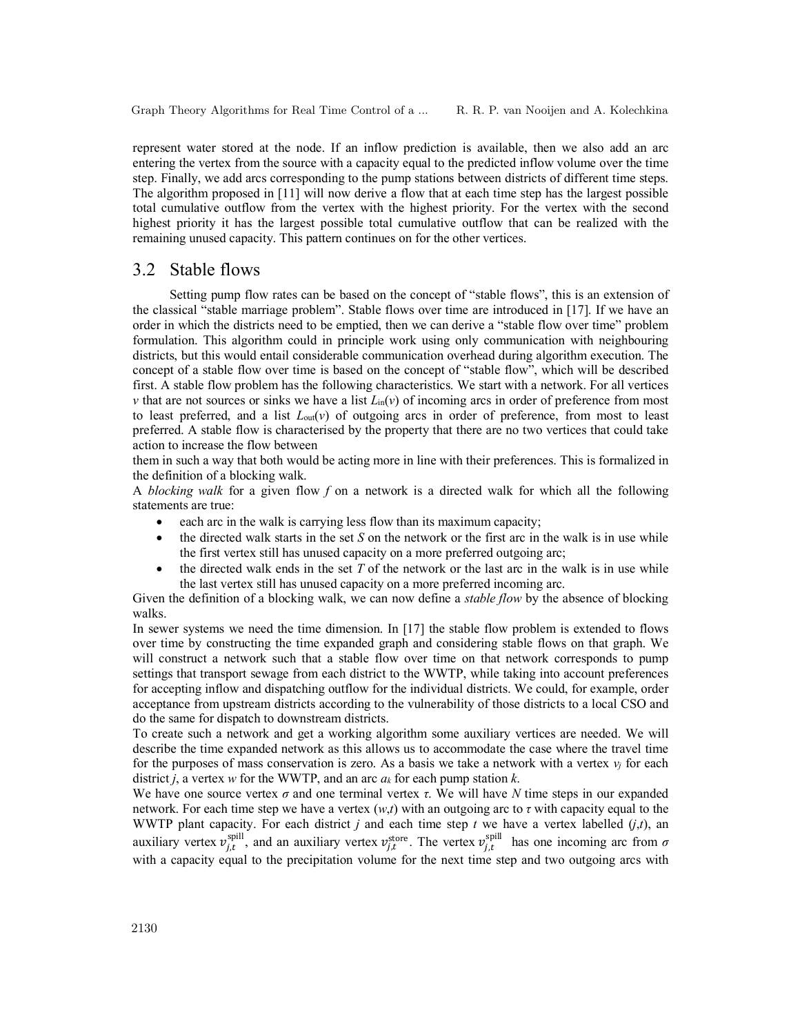represent water stored at the node. If an inflow prediction is available, then we also add an arc entering the vertex from the source with a capacity equal to the predicted inflow volume over the time step. Finally, we add arcs corresponding to the pump stations between districts of different time steps. The algorithm proposed in [11] will now derive a flow that at each time step has the largest possible total cumulative outflow from the vertex with the highest priority. For the vertex with the second highest priority it has the largest possible total cumulative outflow that can be realized with the remaining unused capacity. This pattern continues on for the other vertices.

## 3.2 Stable flows

Setting pump flow rates can be based on the concept of "stable flows", this is an extension of the classical "stable marriage problem". Stable flows over time are introduced in [17]. If we have an order in which the districts need to be emptied, then we can derive a "stable flow over time" problem formulation. This algorithm could in principle work using only communication with neighbouring districts, but this would entail considerable communication overhead during algorithm execution. The concept of a stable flow over time is based on the concept of "stable flow", which will be described first. A stable flow problem has the following characteristics. We start with a network. For all vertices $v$ that are not sources or sinks we have a list $L_{\text{in}}(v)$ of incoming arcs in order of preference from most to least preferred, and a list $L_{\text{out}}(v)$ of outgoing arcs in order of preference, from most to least preferred. A stable flow is characterised by the property that there are no two vertices that could take action to increase the flow between
them in such a way that both would be acting more in line with their preferences. This is formalized in the definition of a blocking walk.

A *blocking walk* for a given flow $f$ on a network is a directed walk for which all the following statements are true:

- each arc in the walk is carrying less flow than its maximum capacity;
- the directed walk starts in the set $S$ on the network or the first arc in the walk is in use while the first vertex still has unused capacity on a more preferred outgoing arc;
- the directed walk ends in the set $T$ of the network or the last arc in the walk is in use while the last vertex still has unused capacity on a more preferred incoming arc.

Given the definition of a blocking walk, we can now define a *stable flow* by the absence of blocking walks.

In sewer systems we need the time dimension. In [17] the stable flow problem is extended to flows over time by constructing the time expanded graph and considering stable flows on that graph. We will construct a network such that a stable flow over time on that network corresponds to pump settings that transport sewage from each district to the WWTP, while taking into account preferences for accepting inflow and dispatching outflow for the individual districts. We could, for example, order acceptance from upstream districts according to the vulnerability of those districts to a local CSO and do the same for dispatch to downstream districts.

To create such a network and get a working algorithm some auxiliary vertices are needed. We will describe the time expanded network as this allows us to accommodate the case where the travel time for the purposes of mass conservation is zero. As a basis we take a network with a vertex $v_j$ for each district $j$, a vertex $w$ for the WWTP, and an arc $a_k$ for each pump station $k$.

We have one source vertex $\sigma$ and one terminal vertex $\tau$. We will have $N$ time steps in our expanded network. For each time step we have a vertex $(w,t)$ with an outgoing arc to $\tau$ with capacity equal to the WWTP plant capacity. For each district $j$ and each time step $t$ we have a vertex labelled $(j,t)$, an auxiliary vertex $v_{j,t}^{\text{spill}}$, and an auxiliary vertex $v_{j,t}^{\text{store}}$. The vertex $v_{j,t}^{\text{spill}}$ has one incoming arc from $\sigma$ with a capacity equal to the precipitation volume for the next time step and two outgoing arcs with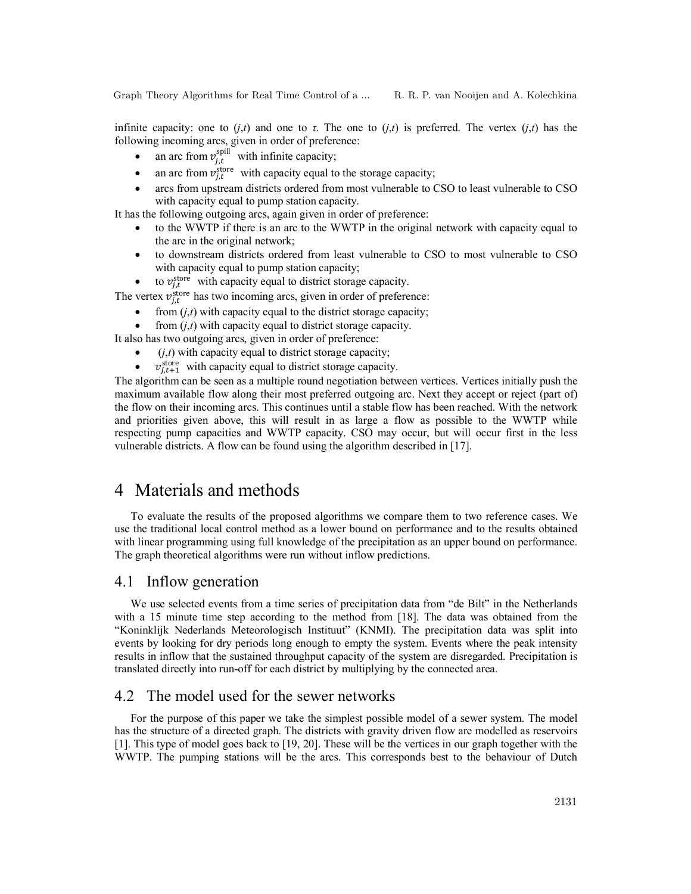infinite capacity: one to $(j,t)$ and one to $\tau$. The one to $(j,t)$ is preferred. The vertex $(j,t)$ has the following incoming arcs, given in order of preference:

- an arc from $v_{j,t}^{\text{spill}}$ with infinite capacity;
- an arc from $v_{j,t}^{\text{store}}$ with capacity equal to the storage capacity;
- arcs from upstream districts ordered from most vulnerable to CSO to least vulnerable to CSO with capacity equal to pump station capacity.

It has the following outgoing arcs, again given in order of preference:

- to the WWTP if there is an arc to the WWTP in the original network with capacity equal to the arc in the original network;
- to downstream districts ordered from least vulnerable to CSO to most vulnerable to CSO with capacity equal to pump station capacity;
- to $v_{j,t}^{\text{store}}$ with capacity equal to district storage capacity.

The vertex $v_{j,t}^{\text{store}}$ has two incoming arcs, given in order of preference:

- from $(j,t)$ with capacity equal to the district storage capacity;
- from $(j,t)$ with capacity equal to district storage capacity.

It also has two outgoing arcs, given in order of preference:

- $(j,t)$ with capacity equal to district storage capacity;
- $v_{j,t+1}^{\text{store}}$ with capacity equal to district storage capacity.

The algorithm can be seen as a multiple round negotiation between vertices. Vertices initially push the maximum available flow along their most preferred outgoing arc. Next they accept or reject (part of) the flow on their incoming arcs. This continues until a stable flow has been reached. With the network and priorities given above, this will result in as large a flow as possible to the WWTP while respecting pump capacities and WWTP capacity. CSO may occur, but will occur first in the less vulnerable districts. A flow can be found using the algorithm described in [17].

# 4 Materials and methods

To evaluate the results of the proposed algorithms we compare them to two reference cases. We use the traditional local control method as a lower bound on performance and to the results obtained with linear programming using full knowledge of the precipitation as an upper bound on performance. The graph theoretical algorithms were run without inflow predictions.

## 4.1 Inflow generation

We use selected events from a time series of precipitation data from "de Bilt" in the Netherlands with a 15 minute time step according to the method from [18]. The data was obtained from the "Koninklijk Nederlands Meteorologisch Instituut" (KNMI). The precipitation data was split into events by looking for dry periods long enough to empty the system. Events where the peak intensity results in inflow that the sustained throughput capacity of the system are disregarded. Precipitation is translated directly into run-off for each district by multiplying by the connected area.

## 4.2 The model used for the sewer networks

For the purpose of this paper we take the simplest possible model of a sewer system. The model has the structure of a directed graph. The districts with gravity driven flow are modelled as reservoirs [1]. This type of model goes back to [19, 20]. These will be the vertices in our graph together with the WWTP. The pumping stations will be the arcs. This corresponds best to the behaviour of Dutch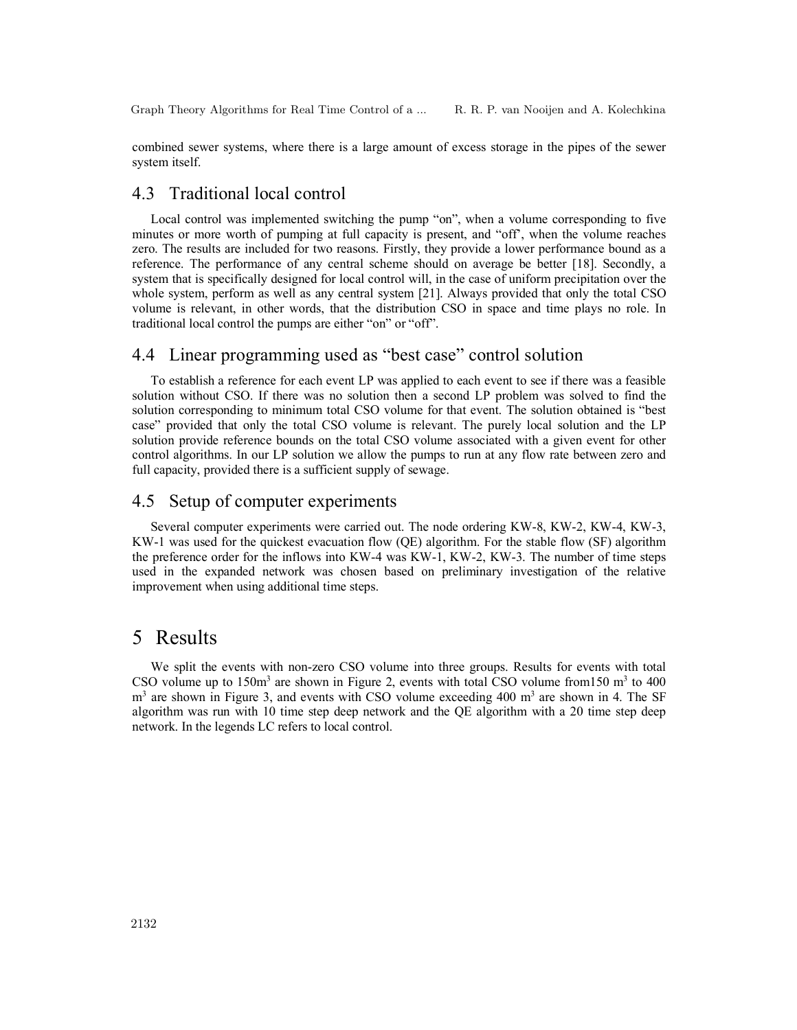combined sewer systems, where there is a large amount of excess storage in the pipes of the sewer system itself.

## 4.3 Traditional local control

Local control was implemented switching the pump "on", when a volume corresponding to five minutes or more worth of pumping at full capacity is present, and "off', when the volume reaches zero. The results are included for two reasons. Firstly, they provide a lower performance bound as a reference. The performance of any central scheme should on average be better [18]. Secondly, a system that is specifically designed for local control will, in the case of uniform precipitation over the whole system, perform as well as any central system [21]. Always provided that only the total CSO volume is relevant, in other words, that the distribution CSO in space and time plays no role. In traditional local control the pumps are either "on" or "off".

## 4.4 Linear programming used as "best case" control solution

To establish a reference for each event LP was applied to each event to see if there was a feasible solution without CSO. If there was no solution then a second LP problem was solved to find the solution corresponding to minimum total CSO volume for that event. The solution obtained is "best case" provided that only the total CSO volume is relevant. The purely local solution and the LP solution provide reference bounds on the total CSO volume associated with a given event for other control algorithms. In our LP solution we allow the pumps to run at any flow rate between zero and full capacity, provided there is a sufficient supply of sewage.

## 4.5 Setup of computer experiments

Several computer experiments were carried out. The node ordering KW-8, KW-2, KW-4, KW-3, KW-1 was used for the quickest evacuation flow (QE) algorithm. For the stable flow (SF) algorithm the preference order for the inflows into KW-4 was KW-1, KW-2, KW-3. The number of time steps used in the expanded network was chosen based on preliminary investigation of the relative improvement when using additional time steps.

# 5 Results

We split the events with non-zero CSO volume into three groups. Results for events with total CSO volume up to 150m$^3$ are shown in Figure 2, events with total CSO volume from150 m$^3$ to 400 m$^3$ are shown in Figure 3, and events with CSO volume exceeding 400 m$^3$ are shown in 4. The SF algorithm was run with 10 time step deep network and the QE algorithm with a 20 time step deep network. In the legends LC refers to local control.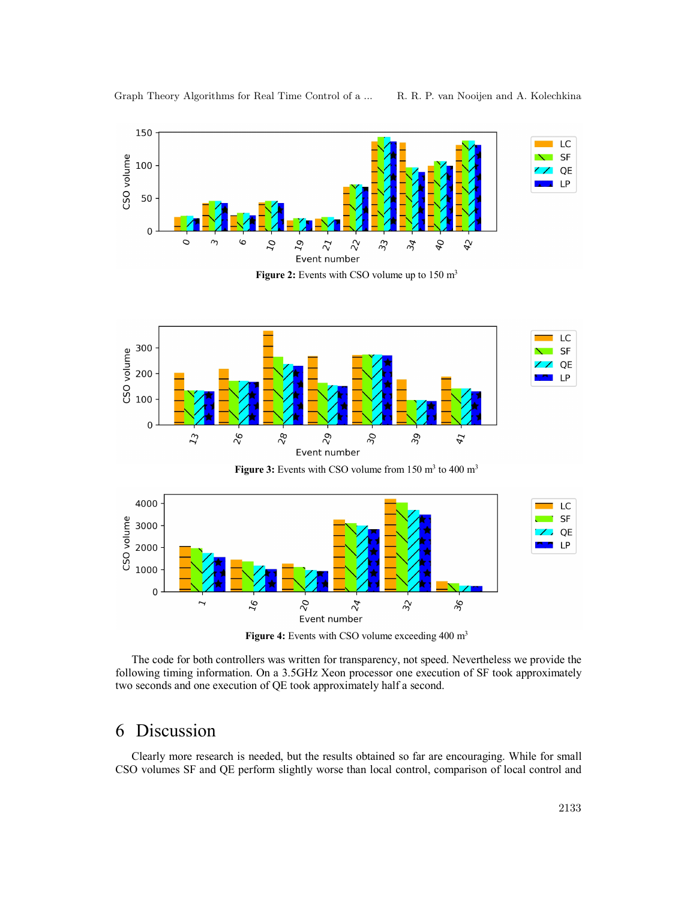**Figure 2:** Events with CSO volume up to 150 m$^3$

**Figure 3:** Events with CSO volume from 150 m$^3$ to 400 m$^3$

**Figure 4:** Events with CSO volume exceeding 400 m$^3$

The code for both controllers was written for transparency, not speed. Nevertheless we provide the following timing information. On a 3.5GHz Xeon processor one execution of SF took approximately two seconds and one execution of QE took approximately half a second.

# 6 Discussion

Clearly more research is needed, but the results obtained so far are encouraging. While for small CSO volumes SF and QE perform slightly worse than local control, comparison of local control and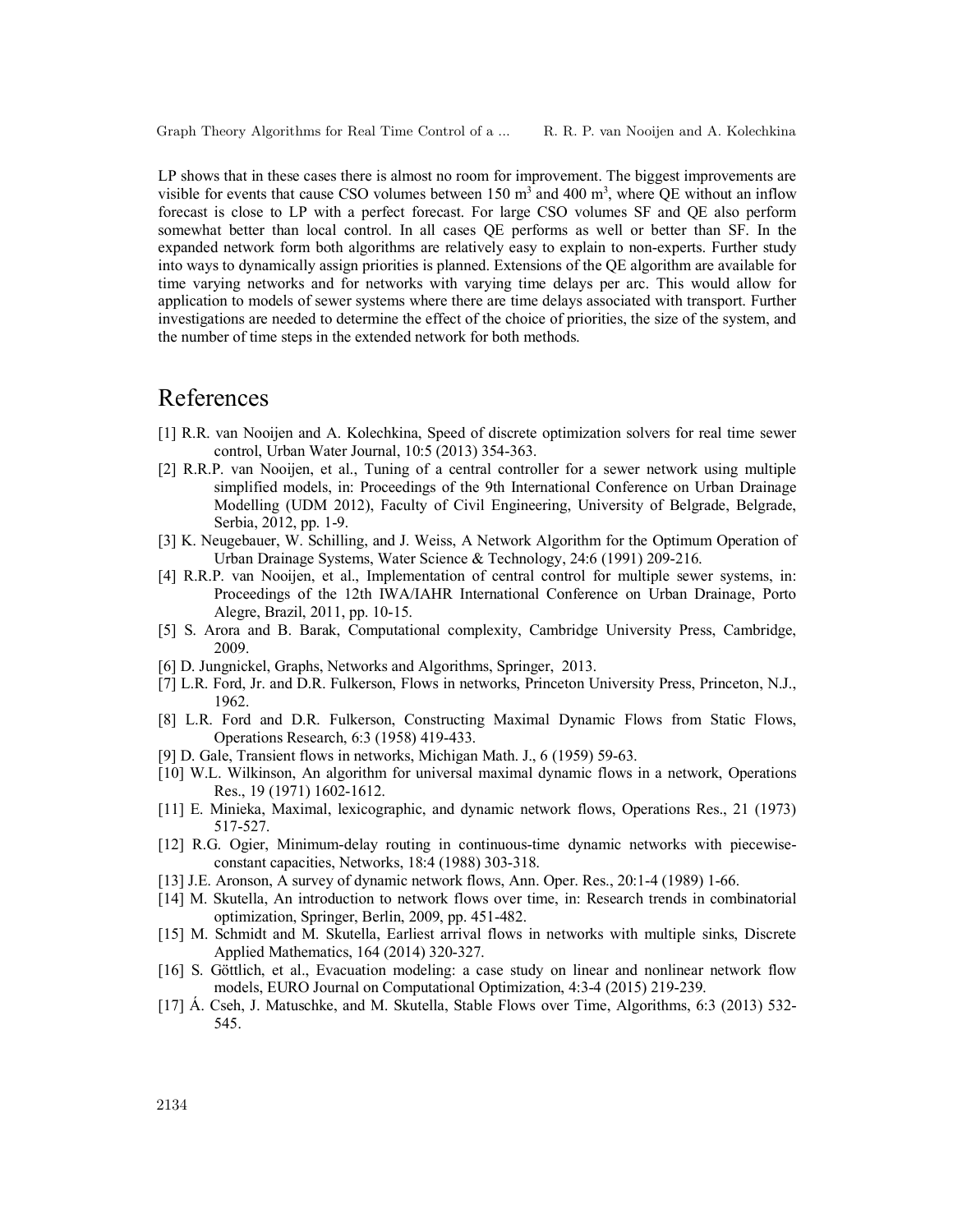LP shows that in these cases there is almost no room for improvement. The biggest improvements are visible for events that cause CSO volumes between 150 $m^3$ and 400 $m^3$, where QE without an inflow forecast is close to LP with a perfect forecast. For large CSO volumes SF and QE also perform somewhat better than local control. In all cases QE performs as well or better than SF. In the expanded network form both algorithms are relatively easy to explain to non-experts. Further study into ways to dynamically assign priorities is planned. Extensions of the QE algorithm are available for time varying networks and for networks with varying time delays per arc. This would allow for application to models of sewer systems where there are time delays associated with transport. Further investigations are needed to determine the effect of the choice of priorities, the size of the system, and the number of time steps in the extended network for both methods.

# References

[1] R.R. van Nooijen and A. Kolechkina, Speed of discrete optimization solvers for real time sewer control, Urban Water Journal, 10:5 (2013) 354-363.

[2] R.R.P. van Nooijen, et al., Tuning of a central controller for a sewer network using multiple simplified models, in: Proceedings of the 9th International Conference on Urban Drainage Modelling (UDM 2012), Faculty of Civil Engineering, University of Belgrade, Belgrade, Serbia, 2012, pp. 1-9.

[3] K. Neugebauer, W. Schilling, and J. Weiss, A Network Algorithm for the Optimum Operation of Urban Drainage Systems, Water Science & Technology, 24:6 (1991) 209-216.

[4] R.R.P. van Nooijen, et al., Implementation of central control for multiple sewer systems, in: Proceedings of the 12th IWA/IAHR International Conference on Urban Drainage, Porto Alegre, Brazil, 2011, pp. 10-15.

[5] S. Arora and B. Barak, Computational complexity, Cambridge University Press, Cambridge, 2009.

[6] D. Jungnickel, Graphs, Networks and Algorithms, Springer, 2013.

[7] L.R. Ford, Jr. and D.R. Fulkerson, Flows in networks, Princeton University Press, Princeton, N.J., 1962.

[8] L.R. Ford and D.R. Fulkerson, Constructing Maximal Dynamic Flows from Static Flows, Operations Research, 6:3 (1958) 419-433.

[9] D. Gale, Transient flows in networks, Michigan Math. J., 6 (1959) 59-63.

[10] W.L. Wilkinson, An algorithm for universal maximal dynamic flows in a network, Operations Res., 19 (1971) 1602-1612.

[11] E. Minieka, Maximal, lexicographic, and dynamic network flows, Operations Res., 21 (1973) 517-527.

[12] R.G. Ogier, Minimum-delay routing in continuous-time dynamic networks with piecewise-constant capacities, Networks, 18:4 (1988) 303-318.

[13] J.E. Aronson, A survey of dynamic network flows, Ann. Oper. Res., 20:1-4 (1989) 1-66.

[14] M. Skutella, An introduction to network flows over time, in: Research trends in combinatorial optimization, Springer, Berlin, 2009, pp. 451-482.

[15] M. Schmidt and M. Skutella, Earliest arrival flows in networks with multiple sinks, Discrete Applied Mathematics, 164 (2014) 320-327.

[16] S. Göttlich, et al., Evacuation modeling: a case study on linear and nonlinear network flow models, EURO Journal on Computational Optimization, 4:3-4 (2015) 219-239.

[17] Á. Cseh, J. Matuschke, and M. Skutella, Stable Flows over Time, Algorithms, 6:3 (2013) 532-545.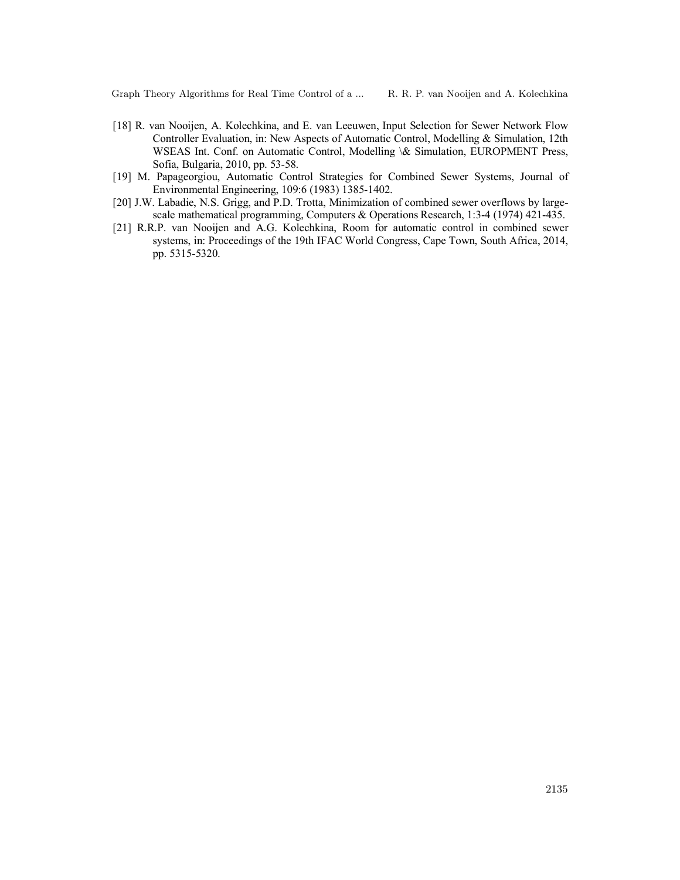[18] R. van Nooijen, A. Kolechkina, and E. van Leeuwen, Input Selection for Sewer Network Flow Controller Evaluation, in: New Aspects of Automatic Control, Modelling & Simulation, 12th WSEAS Int. Conf. on Automatic Control, Modelling \& Simulation, EUROPMENT Press, Sofia, Bulgaria, 2010, pp. 53-58.

[19] M. Papageorgiou, Automatic Control Strategies for Combined Sewer Systems, Journal of Environmental Engineering, 109:6 (1983) 1385-1402.

[20] J.W. Labadie, N.S. Grigg, and P.D. Trotta, Minimization of combined sewer overflows by large-scale mathematical programming, Computers & Operations Research, 1:3-4 (1974) 421-435.

[21] R.R.P. van Nooijen and A.G. Kolechkina, Room for automatic control in combined sewer systems, in: Proceedings of the 19th IFAC World Congress, Cape Town, South Africa, 2014, pp. 5315-5320.